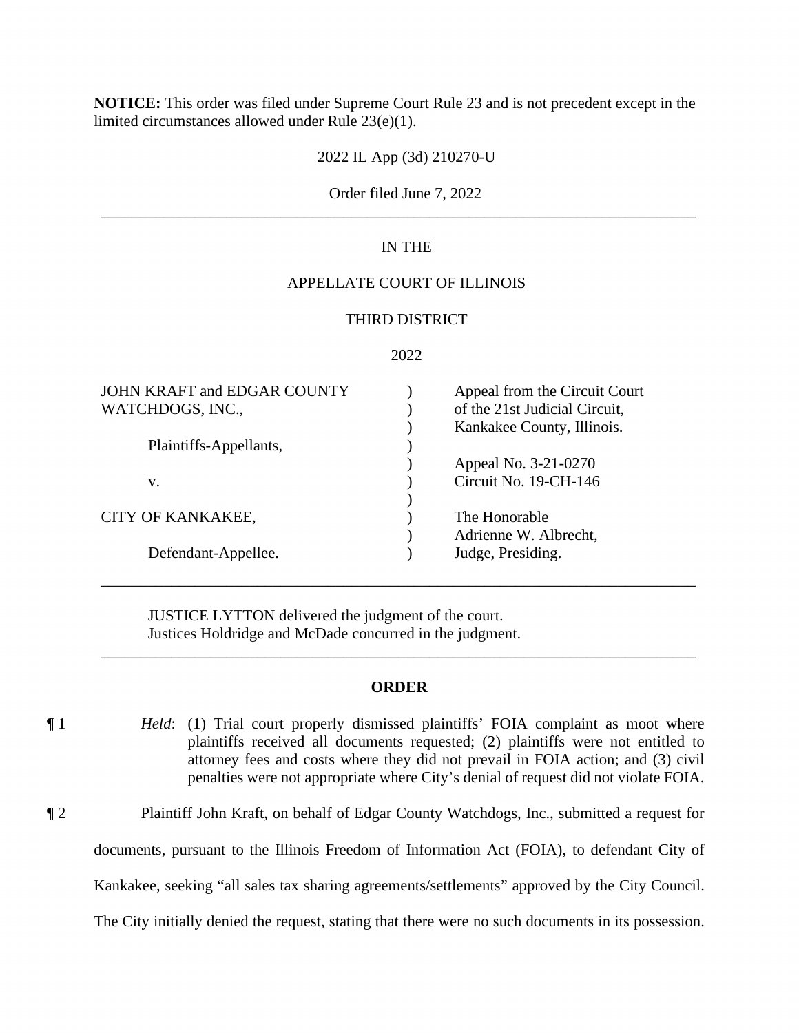**NOTICE:** This order was filed under Supreme Court Rule 23 and is not precedent except in the limited circumstances allowed under Rule 23(e)(1).

2022 IL App (3d) 210270-U

Order filed June 7, 2022

---

IN THE

APPELLATE COURT OF ILLINOIS

THIRD DISTRICT

2022

| | | |
|---|---|---|
| JOHN KRAFT and EDGAR COUNTY WATCHDOGS, INC., | ) | Appeal from the Circuit Court of the 21st Judicial Circuit, Kankakee County, Illinois. |
| Plaintiffs-Appellants, | ) | |
| | ) | Appeal No. 3-21-0270 |
| v. | ) | Circuit No. 19-CH-146 |
| | ) | |
| CITY OF KANKAKEE, | ) | The Honorable Adrienne W. Albrecht, |
| Defendant-Appellee. | ) | Judge, Presiding. |

---

JUSTICE LYTTON delivered the judgment of the court.
Justices Holdridge and McDade concurred in the judgment.

---

**ORDER**

¶ 1 *Held*: (1) Trial court properly dismissed plaintiffs' FOIA complaint as moot where plaintiffs received all documents requested; (2) plaintiffs were not entitled to attorney fees and costs where they did not prevail in FOIA action; and (3) civil penalties were not appropriate where City's denial of request did not violate FOIA.

¶ 2 Plaintiff John Kraft, on behalf of Edgar County Watchdogs, Inc., submitted a request for documents, pursuant to the Illinois Freedom of Information Act (FOIA), to defendant City of Kankakee, seeking "all sales tax sharing agreements/settlements" approved by the City Council. The City initially denied the request, stating that there were no such documents in its possession.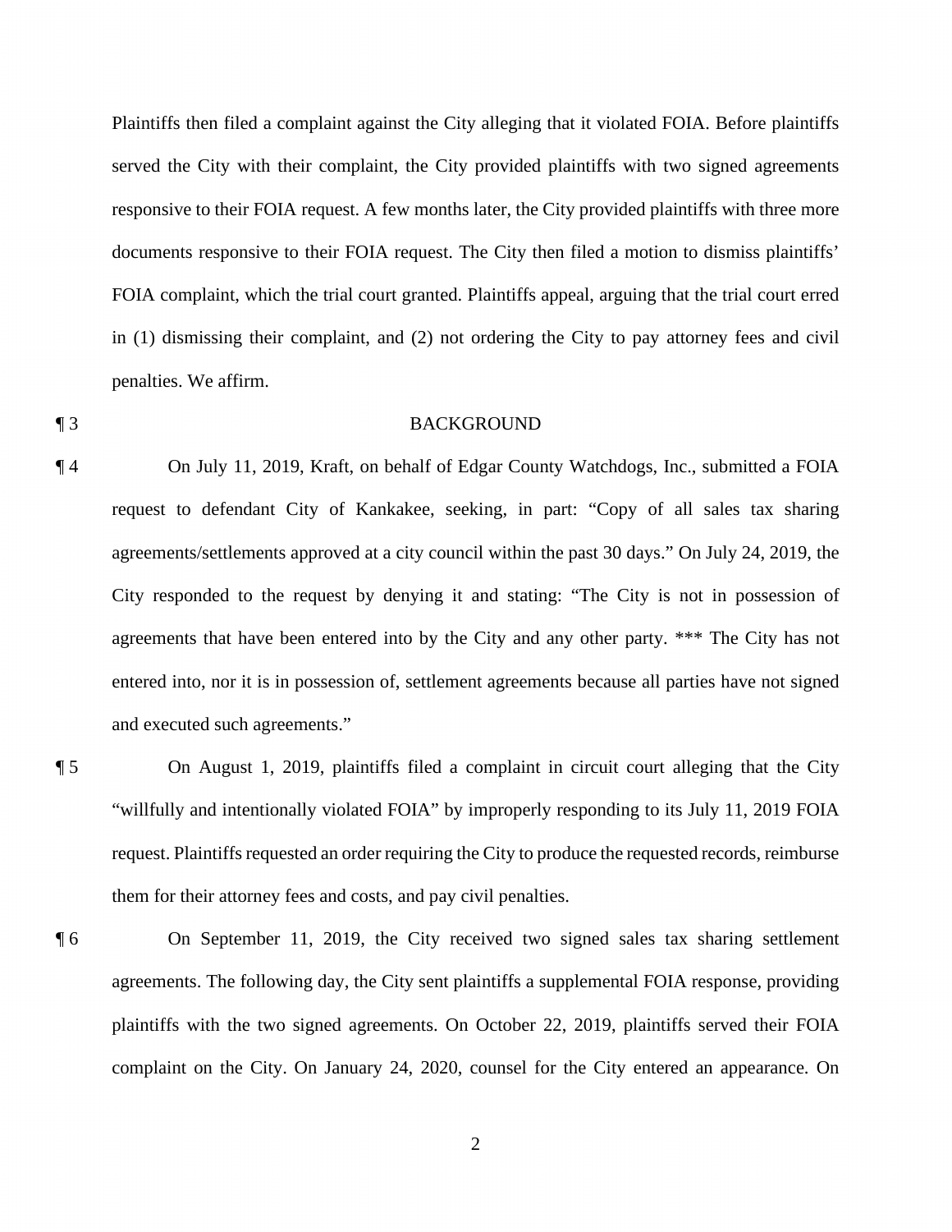Plaintiffs then filed a complaint against the City alleging that it violated FOIA. Before plaintiffs served the City with their complaint, the City provided plaintiffs with two signed agreements responsive to their FOIA request. A few months later, the City provided plaintiffs with three more documents responsive to their FOIA request. The City then filed a motion to dismiss plaintiffs' FOIA complaint, which the trial court granted. Plaintiffs appeal, arguing that the trial court erred in (1) dismissing their complaint, and (2) not ordering the City to pay attorney fees and civil penalties. We affirm.

¶ 3 BACKGROUND

¶ 4 On July 11, 2019, Kraft, on behalf of Edgar County Watchdogs, Inc., submitted a FOIA request to defendant City of Kankakee, seeking, in part: "Copy of all sales tax sharing agreements/settlements approved at a city council within the past 30 days." On July 24, 2019, the City responded to the request by denying it and stating: "The City is not in possession of agreements that have been entered into by the City and any other party. *** The City has not entered into, nor it is in possession of, settlement agreements because all parties have not signed and executed such agreements."

¶ 5 On August 1, 2019, plaintiffs filed a complaint in circuit court alleging that the City "willfully and intentionally violated FOIA" by improperly responding to its July 11, 2019 FOIA request. Plaintiffs requested an order requiring the City to produce the requested records, reimburse them for their attorney fees and costs, and pay civil penalties.

¶ 6 On September 11, 2019, the City received two signed sales tax sharing settlement agreements. The following day, the City sent plaintiffs a supplemental FOIA response, providing plaintiffs with the two signed agreements. On October 22, 2019, plaintiffs served their FOIA complaint on the City. On January 24, 2020, counsel for the City entered an appearance. On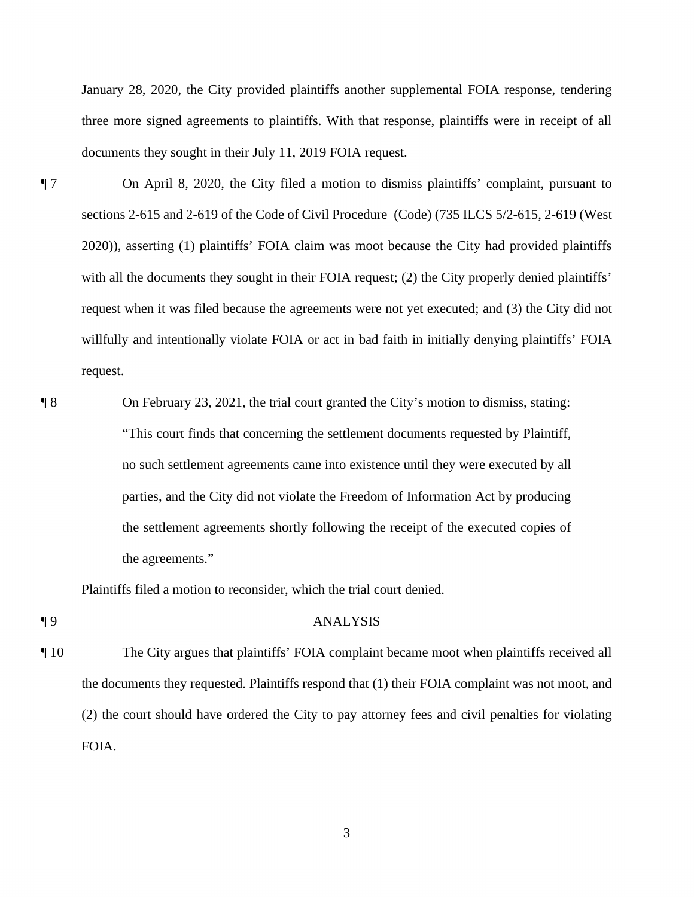January 28, 2020, the City provided plaintiffs another supplemental FOIA response, tendering three more signed agreements to plaintiffs. With that response, plaintiffs were in receipt of all documents they sought in their July 11, 2019 FOIA request.

¶ 7 On April 8, 2020, the City filed a motion to dismiss plaintiffs' complaint, pursuant to sections 2-615 and 2-619 of the Code of Civil Procedure (Code) (735 ILCS 5/2-615, 2-619 (West 2020)), asserting (1) plaintiffs' FOIA claim was moot because the City had provided plaintiffs with all the documents they sought in their FOIA request; (2) the City properly denied plaintiffs' request when it was filed because the agreements were not yet executed; and (3) the City did not willfully and intentionally violate FOIA or act in bad faith in initially denying plaintiffs' FOIA request.

¶ 8 On February 23, 2021, the trial court granted the City's motion to dismiss, stating:

> "This court finds that concerning the settlement documents requested by Plaintiff, no such settlement agreements came into existence until they were executed by all parties, and the City did not violate the Freedom of Information Act by producing the settlement agreements shortly following the receipt of the executed copies of the agreements."

Plaintiffs filed a motion to reconsider, which the trial court denied.

¶ 9 ANALYSIS

¶ 10 The City argues that plaintiffs' FOIA complaint became moot when plaintiffs received all the documents they requested. Plaintiffs respond that (1) their FOIA complaint was not moot, and (2) the court should have ordered the City to pay attorney fees and civil penalties for violating FOIA.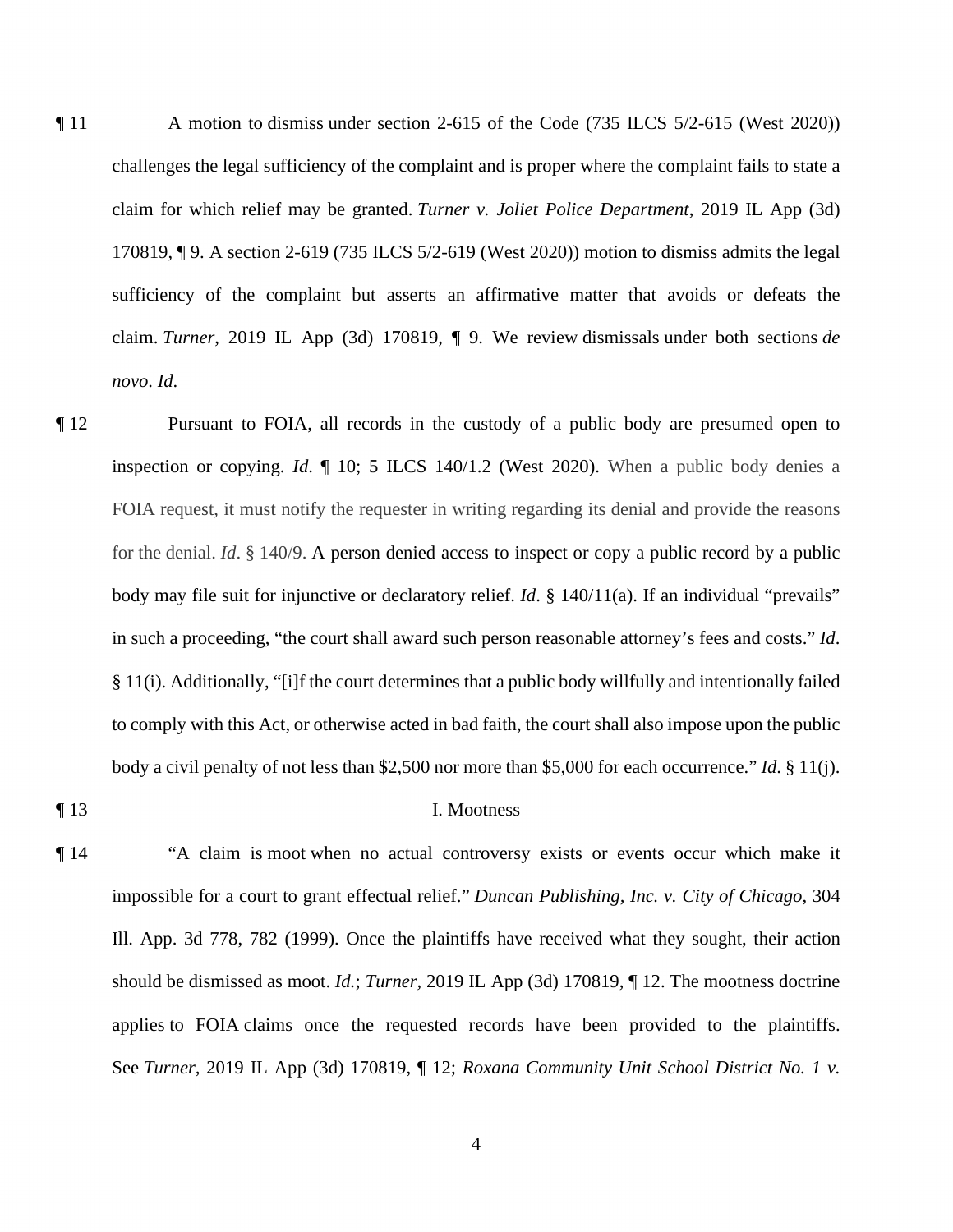¶ 11 A motion to dismiss under section 2-615 of the Code (735 ILCS 5/2-615 (West 2020)) challenges the legal sufficiency of the complaint and is proper where the complaint fails to state a claim for which relief may be granted. *Turner v. Joliet Police Department*, 2019 IL App (3d) 170819, ¶ 9. A section 2-619 (735 ILCS 5/2-619 (West 2020)) motion to dismiss admits the legal sufficiency of the complaint but asserts an affirmative matter that avoids or defeats the claim. *Turner*, 2019 IL App (3d) 170819, ¶ 9. We review dismissals under both sections *de novo*. *Id*.

¶ 12 Pursuant to FOIA, all records in the custody of a public body are presumed open to inspection or copying. *Id*. ¶ 10; 5 ILCS 140/1.2 (West 2020). When a public body denies a FOIA request, it must notify the requester in writing regarding its denial and provide the reasons for the denial. *Id*. § 140/9. A person denied access to inspect or copy a public record by a public body may file suit for injunctive or declaratory relief. *Id*. § 140/11(a). If an individual "prevails" in such a proceeding, "the court shall award such person reasonable attorney's fees and costs." *Id*. § 11(i). Additionally, "[i]f the court determines that a public body willfully and intentionally failed to comply with this Act, or otherwise acted in bad faith, the court shall also impose upon the public body a civil penalty of not less than $2,500 nor more than $5,000 for each occurrence." *Id*. § 11(j).

¶ 13 I. Mootness

¶ 14 "A claim is moot when no actual controversy exists or events occur which make it impossible for a court to grant effectual relief." *Duncan Publishing, Inc. v. City of Chicago*, 304 Ill. App. 3d 778, 782 (1999). Once the plaintiffs have received what they sought, their action should be dismissed as moot. *Id*.; *Turner*, 2019 IL App (3d) 170819, ¶ 12. The mootness doctrine applies to FOIA claims once the requested records have been provided to the plaintiffs. See *Turner*, 2019 IL App (3d) 170819, ¶ 12; *Roxana Community Unit School District No. 1 v.*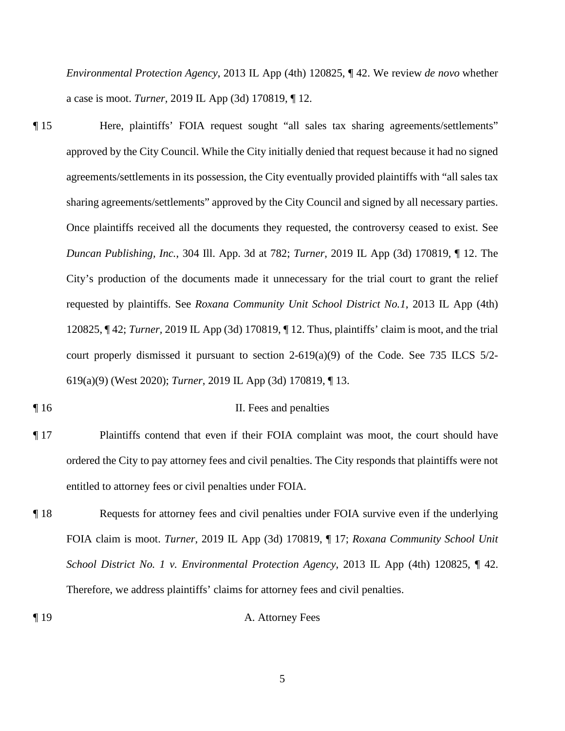*Environmental Protection Agency*, 2013 IL App (4th) 120825, ¶ 42. We review *de novo* whether a case is moot. *Turner*, 2019 IL App (3d) 170819, ¶ 12.

¶ 15 Here, plaintiffs' FOIA request sought "all sales tax sharing agreements/settlements" approved by the City Council. While the City initially denied that request because it had no signed agreements/settlements in its possession, the City eventually provided plaintiffs with "all sales tax sharing agreements/settlements" approved by the City Council and signed by all necessary parties. Once plaintiffs received all the documents they requested, the controversy ceased to exist. See *Duncan Publishing, Inc.*, 304 Ill. App. 3d at 782; *Turner*, 2019 IL App (3d) 170819, ¶ 12. The City's production of the documents made it unnecessary for the trial court to grant the relief requested by plaintiffs. See *Roxana Community Unit School District No.1*, 2013 IL App (4th) 120825, ¶ 42; *Turner*, 2019 IL App (3d) 170819, ¶ 12. Thus, plaintiffs' claim is moot, and the trial court properly dismissed it pursuant to section 2-619(a)(9) of the Code. See 735 ILCS 5/2-619(a)(9) (West 2020); *Turner*, 2019 IL App (3d) 170819, ¶ 13.

¶ 16 II. Fees and penalties

¶ 17 Plaintiffs contend that even if their FOIA complaint was moot, the court should have ordered the City to pay attorney fees and civil penalties. The City responds that plaintiffs were not entitled to attorney fees or civil penalties under FOIA.

¶ 18 Requests for attorney fees and civil penalties under FOIA survive even if the underlying FOIA claim is moot. *Turner*, 2019 IL App (3d) 170819, ¶ 17; *Roxana Community School Unit School District No. 1 v. Environmental Protection Agency*, 2013 IL App (4th) 120825, ¶ 42. Therefore, we address plaintiffs' claims for attorney fees and civil penalties.

¶ 19 A. Attorney Fees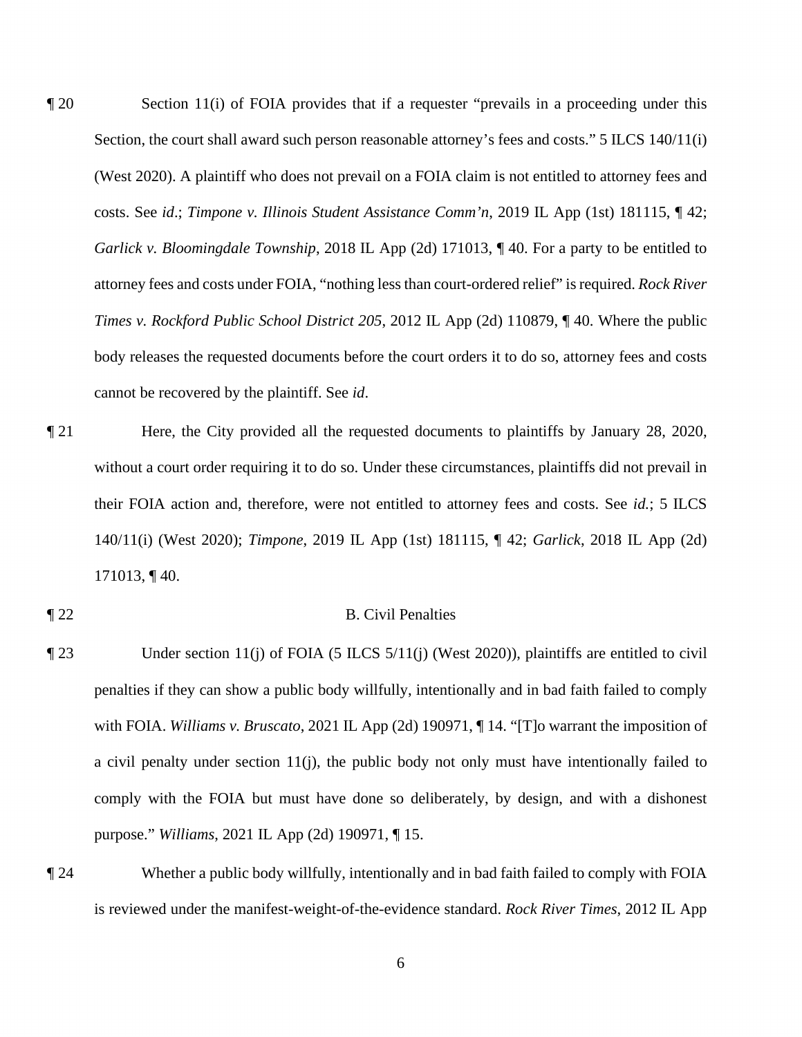¶ 20 Section 11(i) of FOIA provides that if a requester "prevails in a proceeding under this Section, the court shall award such person reasonable attorney's fees and costs." 5 ILCS 140/11(i) (West 2020). A plaintiff who does not prevail on a FOIA claim is not entitled to attorney fees and costs. See *id*.; *Timpone v. Illinois Student Assistance Comm'n*, 2019 IL App (1st) 181115, ¶ 42; *Garlick v. Bloomingdale Township*, 2018 IL App (2d) 171013, ¶ 40. For a party to be entitled to attorney fees and costs under FOIA, "nothing less than court-ordered relief" is required. *Rock River Times v. Rockford Public School District 205*, 2012 IL App (2d) 110879, ¶ 40. Where the public body releases the requested documents before the court orders it to do so, attorney fees and costs cannot be recovered by the plaintiff. See *id*.

¶ 21 Here, the City provided all the requested documents to plaintiffs by January 28, 2020, without a court order requiring it to do so. Under these circumstances, plaintiffs did not prevail in their FOIA action and, therefore, were not entitled to attorney fees and costs. See *id.*; 5 ILCS 140/11(i) (West 2020); *Timpone*, 2019 IL App (1st) 181115, ¶ 42; *Garlick*, 2018 IL App (2d) 171013, ¶ 40.

¶ 22 B. Civil Penalties

¶ 23 Under section 11(j) of FOIA (5 ILCS 5/11(j) (West 2020)), plaintiffs are entitled to civil penalties if they can show a public body willfully, intentionally and in bad faith failed to comply with FOIA. *Williams v. Bruscato*, 2021 IL App (2d) 190971, ¶ 14. "[T]o warrant the imposition of a civil penalty under section 11(j), the public body not only must have intentionally failed to comply with the FOIA but must have done so deliberately, by design, and with a dishonest purpose." *Williams*, 2021 IL App (2d) 190971, ¶ 15.

¶ 24 Whether a public body willfully, intentionally and in bad faith failed to comply with FOIA is reviewed under the manifest-weight-of-the-evidence standard. *Rock River Times*, 2012 IL App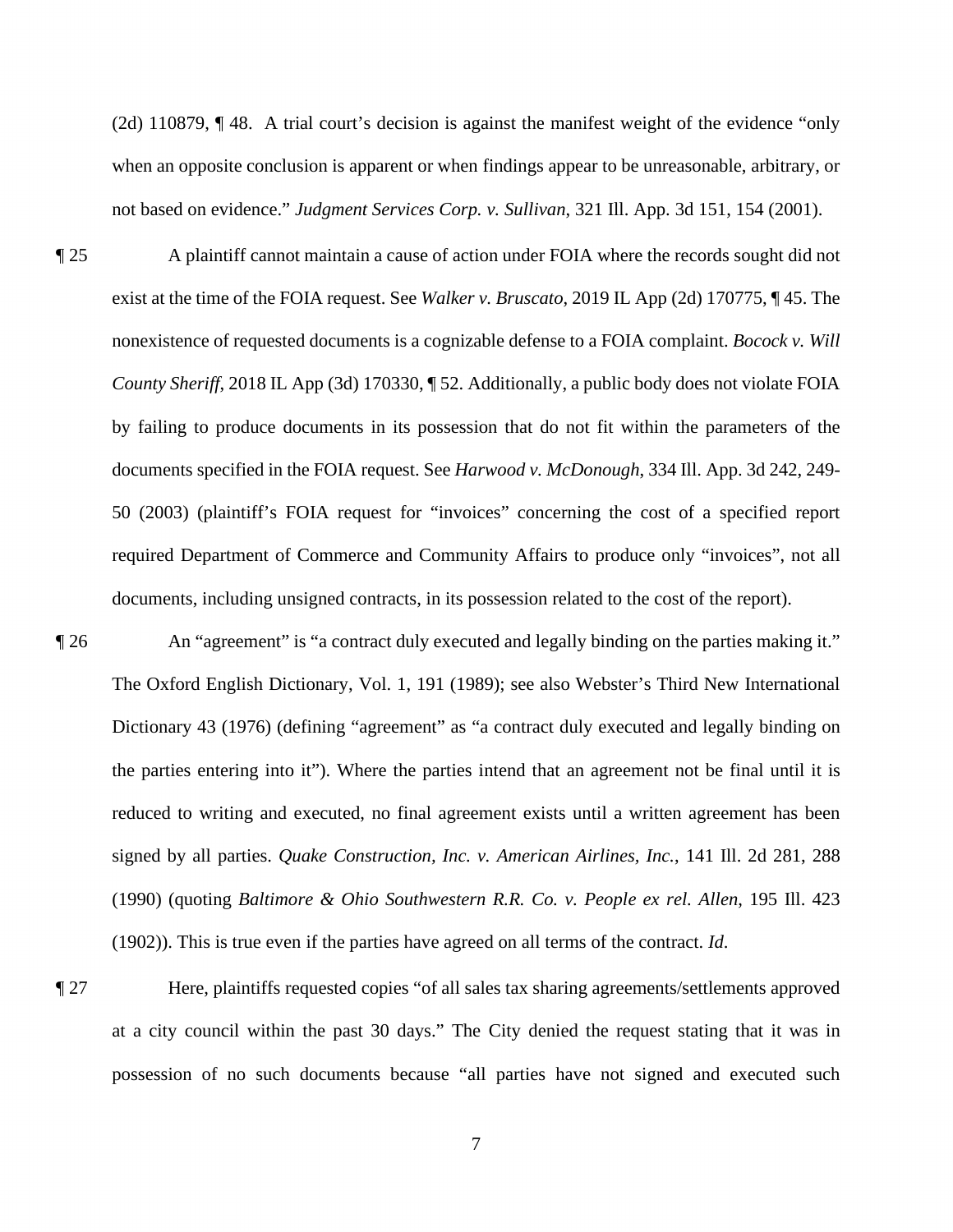(2d) 110879, ¶ 48. A trial court's decision is against the manifest weight of the evidence "only when an opposite conclusion is apparent or when findings appear to be unreasonable, arbitrary, or not based on evidence." *Judgment Services Corp. v. Sullivan*, 321 Ill. App. 3d 151, 154 (2001).

¶ 25 A plaintiff cannot maintain a cause of action under FOIA where the records sought did not exist at the time of the FOIA request. See *Walker v. Bruscato*, 2019 IL App (2d) 170775, ¶ 45. The nonexistence of requested documents is a cognizable defense to a FOIA complaint. *Bocock v. Will County Sheriff*, 2018 IL App (3d) 170330, ¶ 52. Additionally, a public body does not violate FOIA by failing to produce documents in its possession that do not fit within the parameters of the documents specified in the FOIA request. See *Harwood v. McDonough*, 334 Ill. App. 3d 242, 249-50 (2003) (plaintiff's FOIA request for "invoices" concerning the cost of a specified report required Department of Commerce and Community Affairs to produce only "invoices", not all documents, including unsigned contracts, in its possession related to the cost of the report).

¶ 26 An "agreement" is "a contract duly executed and legally binding on the parties making it." The Oxford English Dictionary, Vol. 1, 191 (1989); see also Webster's Third New International Dictionary 43 (1976) (defining "agreement" as "a contract duly executed and legally binding on the parties entering into it"). Where the parties intend that an agreement not be final until it is reduced to writing and executed, no final agreement exists until a written agreement has been signed by all parties. *Quake Construction, Inc. v. American Airlines, Inc.*, 141 Ill. 2d 281, 288 (1990) (quoting *Baltimore & Ohio Southwestern R.R. Co. v. People ex rel. Allen*, 195 Ill. 423 (1902)). This is true even if the parties have agreed on all terms of the contract. *Id.*

¶ 27 Here, plaintiffs requested copies "of all sales tax sharing agreements/settlements approved at a city council within the past 30 days." The City denied the request stating that it was in possession of no such documents because "all parties have not signed and executed such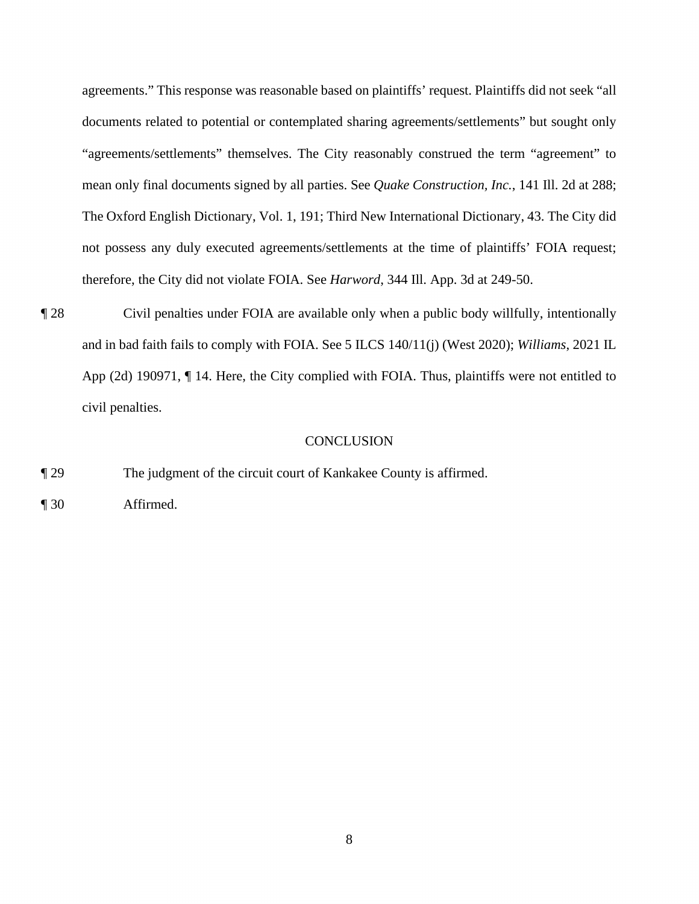agreements." This response was reasonable based on plaintiffs' request. Plaintiffs did not seek "all documents related to potential or contemplated sharing agreements/settlements" but sought only "agreements/settlements" themselves. The City reasonably construed the term "agreement" to mean only final documents signed by all parties. See *Quake Construction, Inc.*, 141 Ill. 2d at 288; The Oxford English Dictionary, Vol. 1, 191; Third New International Dictionary, 43. The City did not possess any duly executed agreements/settlements at the time of plaintiffs' FOIA request; therefore, the City did not violate FOIA. See *Harword*, 344 Ill. App. 3d at 249-50.

¶ 28 Civil penalties under FOIA are available only when a public body willfully, intentionally and in bad faith fails to comply with FOIA. See 5 ILCS 140/11(j) (West 2020); *Williams*, 2021 IL App (2d) 190971, ¶ 14. Here, the City complied with FOIA. Thus, plaintiffs were not entitled to civil penalties.

## CONCLUSION

¶ 29 The judgment of the circuit court of Kankakee County is affirmed.

¶ 30 Affirmed.